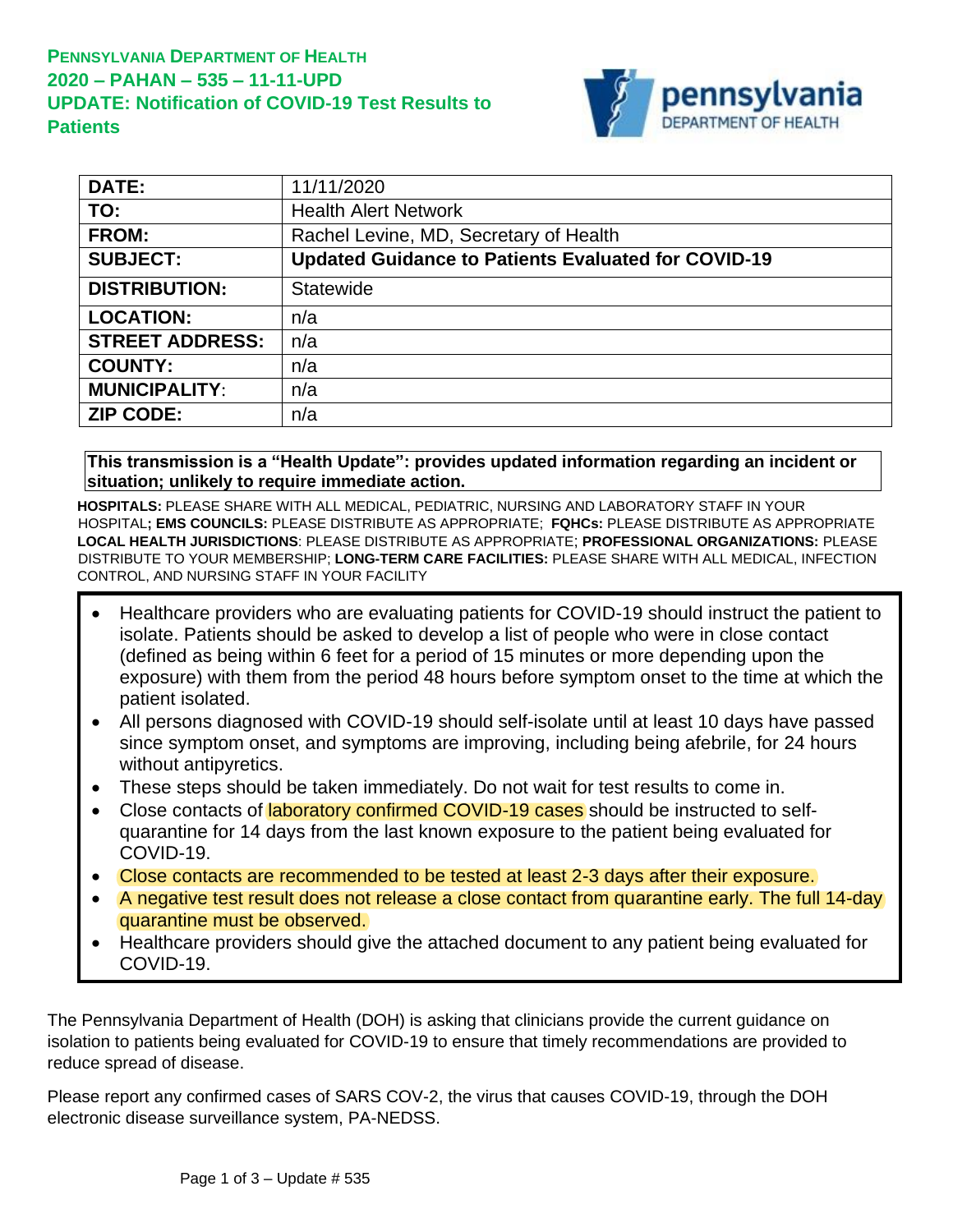**PENNSYLVANIA DEPARTMENT OF HEALTH**
**2020 – PAHAN – 535 – 11-11-UPD**
**UPDATE: Notification of COVID-19 Test Results to Patients**

| | |
|---|---|
| **DATE:** | 11/11/2020 |
| **TO:** | Health Alert Network |
| **FROM:** | Rachel Levine, MD, Secretary of Health |
| **SUBJECT:** | **Updated Guidance to Patients Evaluated for COVID-19** |
| **DISTRIBUTION:** | Statewide |
| **LOCATION:** | n/a |
| **STREET ADDRESS:** | n/a |
| **COUNTY:** | n/a |
| **MUNICIPALITY:** | n/a |
| **ZIP CODE:** | n/a |

**This transmission is a "Health Update": provides updated information regarding an incident or situation; unlikely to require immediate action.**

**HOSPITALS:** PLEASE SHARE WITH ALL MEDICAL, PEDIATRIC, NURSING AND LABORATORY STAFF IN YOUR HOSPITAL**; EMS COUNCILS:** PLEASE DISTRIBUTE AS APPROPRIATE; **FQHCs:** PLEASE DISTRIBUTE AS APPROPRIATE **LOCAL HEALTH JURISDICTIONS**: PLEASE DISTRIBUTE AS APPROPRIATE; **PROFESSIONAL ORGANIZATIONS:** PLEASE DISTRIBUTE TO YOUR MEMBERSHIP; **LONG-TERM CARE FACILITIES:** PLEASE SHARE WITH ALL MEDICAL, INFECTION CONTROL, AND NURSING STAFF IN YOUR FACILITY

- Healthcare providers who are evaluating patients for COVID-19 should instruct the patient to isolate. Patients should be asked to develop a list of people who were in close contact (defined as being within 6 feet for a period of 15 minutes or more depending upon the exposure) with them from the period 48 hours before symptom onset to the time at which the patient isolated.
- All persons diagnosed with COVID-19 should self-isolate until at least 10 days have passed since symptom onset, and symptoms are improving, including being afebrile, for 24 hours without antipyretics.
- These steps should be taken immediately. Do not wait for test results to come in.
- Close contacts of laboratory confirmed COVID-19 cases should be instructed to self-quarantine for 14 days from the last known exposure to the patient being evaluated for COVID-19.
- Close contacts are recommended to be tested at least 2-3 days after their exposure.
- A negative test result does not release a close contact from quarantine early. The full 14-day quarantine must be observed.
- Healthcare providers should give the attached document to any patient being evaluated for COVID-19.

The Pennsylvania Department of Health (DOH) is asking that clinicians provide the current guidance on isolation to patients being evaluated for COVID-19 to ensure that timely recommendations are provided to reduce spread of disease.

Please report any confirmed cases of SARS COV-2, the virus that causes COVID-19, through the DOH electronic disease surveillance system, PA-NEDSS.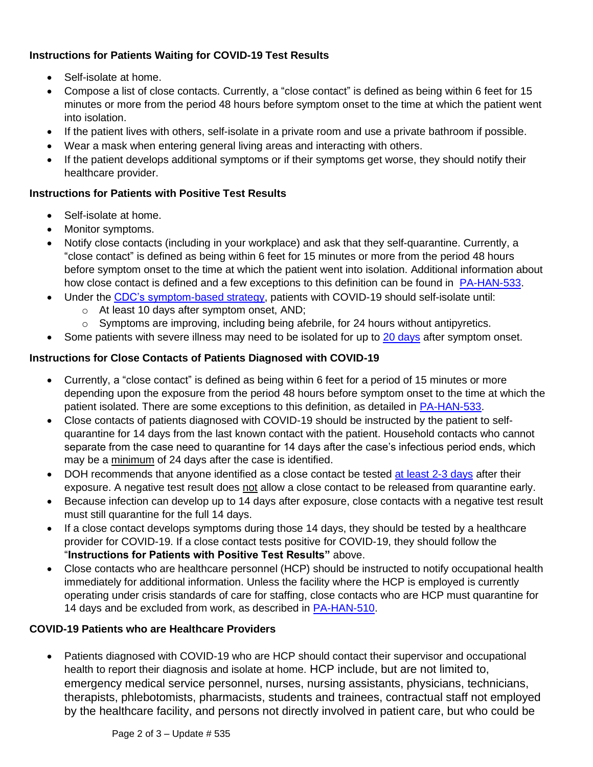### Instructions for Patients Waiting for COVID-19 Test Results

- Self-isolate at home.
- Compose a list of close contacts. Currently, a "close contact" is defined as being within 6 feet for 15 minutes or more from the period 48 hours before symptom onset to the time at which the patient went into isolation.
- If the patient lives with others, self-isolate in a private room and use a private bathroom if possible.
- Wear a mask when entering general living areas and interacting with others.
- If the patient develops additional symptoms or if their symptoms get worse, they should notify their healthcare provider.

### Instructions for Patients with Positive Test Results

- Self-isolate at home.
- Monitor symptoms.
- Notify close contacts (including in your workplace) and ask that they self-quarantine. Currently, a "close contact" is defined as being within 6 feet for 15 minutes or more from the period 48 hours before symptom onset to the time at which the patient went into isolation. Additional information about how close contact is defined and a few exceptions to this definition can be found in PA-HAN-533.
- Under the CDC's symptom-based strategy, patients with COVID-19 should self-isolate until:
  - At least 10 days after symptom onset, AND;
  - Symptoms are improving, including being afebrile, for 24 hours without antipyretics.
- Some patients with severe illness may need to be isolated for up to 20 days after symptom onset.

### Instructions for Close Contacts of Patients Diagnosed with COVID-19

- Currently, a "close contact" is defined as being within 6 feet for a period of 15 minutes or more depending upon the exposure from the period 48 hours before symptom onset to the time at which the patient isolated. There are some exceptions to this definition, as detailed in PA-HAN-533.
- Close contacts of patients diagnosed with COVID-19 should be instructed by the patient to self-quarantine for 14 days from the last known contact with the patient. Household contacts who cannot separate from the case need to quarantine for 14 days after the case's infectious period ends, which may be a minimum of 24 days after the case is identified.
- DOH recommends that anyone identified as a close contact be tested at least 2-3 days after their exposure. A negative test result does not allow a close contact to be released from quarantine early.
- Because infection can develop up to 14 days after exposure, close contacts with a negative test result must still quarantine for the full 14 days.
- If a close contact develops symptoms during those 14 days, they should be tested by a healthcare provider for COVID-19. If a close contact tests positive for COVID-19, they should follow the "**Instructions for Patients with Positive Test Results"** above.
- Close contacts who are healthcare personnel (HCP) should be instructed to notify occupational health immediately for additional information. Unless the facility where the HCP is employed is currently operating under crisis standards of care for staffing, close contacts who are HCP must quarantine for 14 days and be excluded from work, as described in PA-HAN-510.

### COVID-19 Patients who are Healthcare Providers

- Patients diagnosed with COVID-19 who are HCP should contact their supervisor and occupational health to report their diagnosis and isolate at home. HCP include, but are not limited to, emergency medical service personnel, nurses, nursing assistants, physicians, technicians, therapists, phlebotomists, pharmacists, students and trainees, contractual staff not employed by the healthcare facility, and persons not directly involved in patient care, but who could be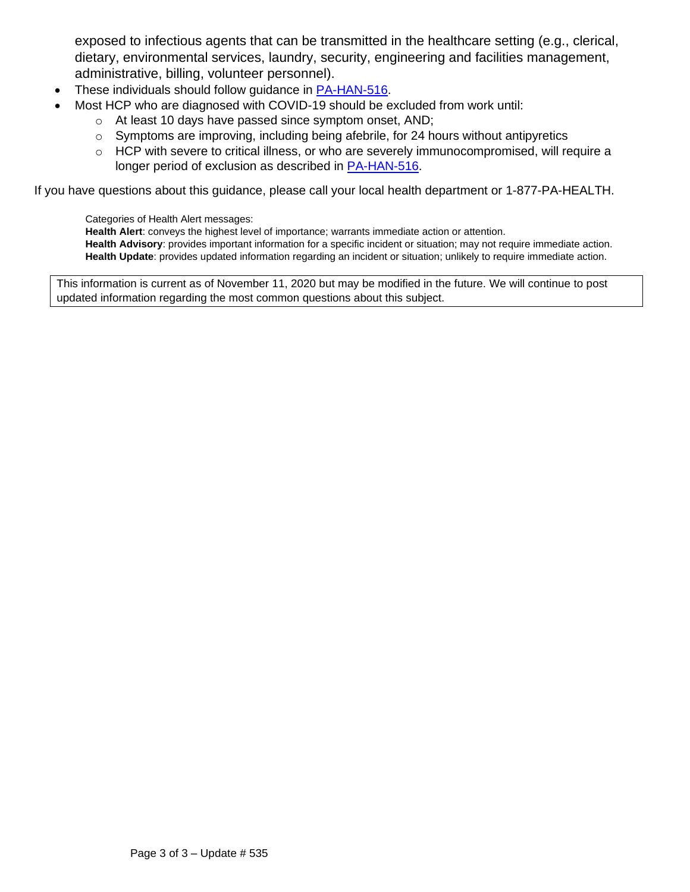exposed to infectious agents that can be transmitted in the healthcare setting (e.g., clerical, dietary, environmental services, laundry, security, engineering and facilities management, administrative, billing, volunteer personnel).

- These individuals should follow guidance in PA-HAN-516.
- Most HCP who are diagnosed with COVID-19 should be excluded from work until:
  - At least 10 days have passed since symptom onset, AND;
  - Symptoms are improving, including being afebrile, for 24 hours without antipyretics
  - HCP with severe to critical illness, or who are severely immunocompromised, will require a longer period of exclusion as described in PA-HAN-516.

If you have questions about this guidance, please call your local health department or 1-877-PA-HEALTH.

Categories of Health Alert messages:
**Health Alert**: conveys the highest level of importance; warrants immediate action or attention.
**Health Advisory**: provides important information for a specific incident or situation; may not require immediate action.
**Health Update**: provides updated information regarding an incident or situation; unlikely to require immediate action.

This information is current as of November 11, 2020 but may be modified in the future. We will continue to post updated information regarding the most common questions about this subject.